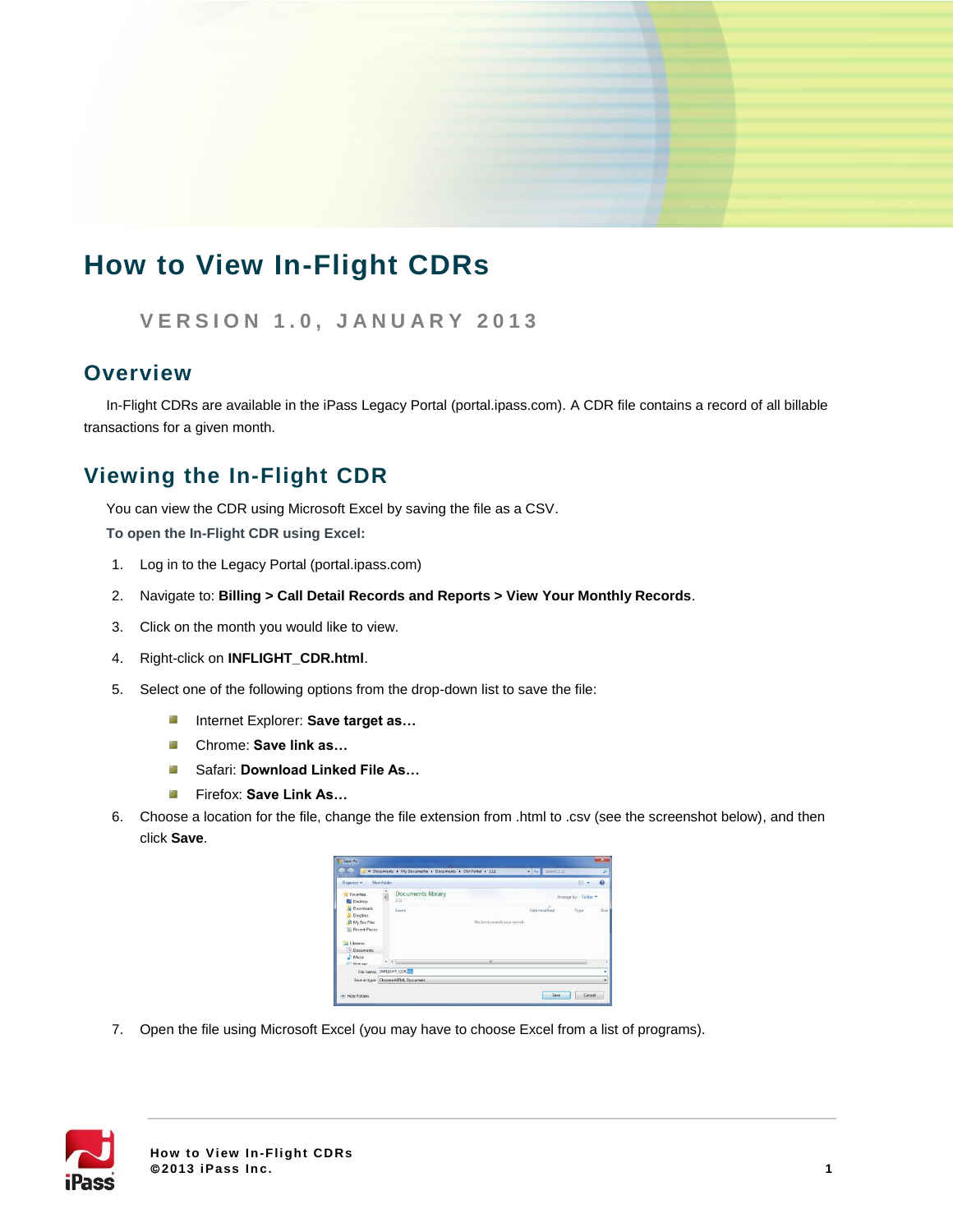# How to View In-Flight CDRs

VERSION 1.0, JANUARY 2013

## Overview

In-Flight CDRs are available in the iPass Legacy Portal (portal.ipass.com). A CDR file contains a record of all billable transactions for a given month.

## Viewing the In-Flight CDR

You can view the CDR using Microsoft Excel by saving the file as a CSV.

**To open the In-Flight CDR using Excel:**

1. Log in to the Legacy Portal (portal.ipass.com)
2. Navigate to: **Billing > Call Detail Records and Reports > View Your Monthly Records**.
3. Click on the month you would like to view.
4. Right-click on **INFLIGHT_CDR.html**.
5. Select one of the following options from the drop-down list to save the file:
   - Internet Explorer: **Save target as…**
   - Chrome: **Save link as…**
   - Safari: **Download Linked File As…**
   - Firefox: **Save Link As…**
6. Choose a location for the file, change the file extension from .html to .csv (see the screenshot below), and then click **Save**.
7. Open the file using Microsoft Excel (you may have to choose Excel from a list of programs).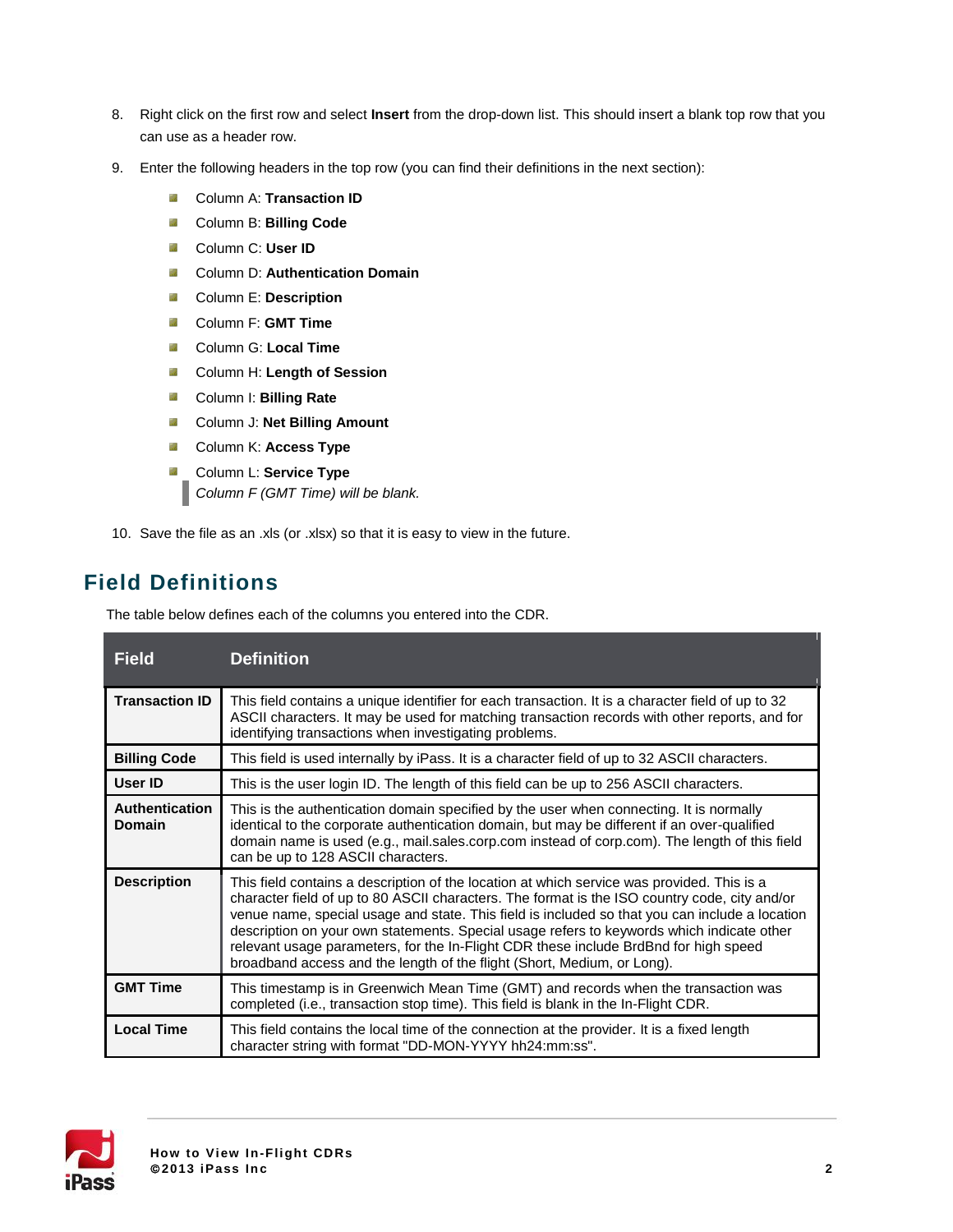8. Right click on the first row and select **Insert** from the drop-down list. This should insert a blank top row that you can use as a header row.

9. Enter the following headers in the top row (you can find their definitions in the next section):

   - Column A: **Transaction ID**
   - Column B: **Billing Code**
   - Column C: **User ID**
   - Column D: **Authentication Domain**
   - Column E: **Description**
   - Column F: **GMT Time**
   - Column G: **Local Time**
   - Column H: **Length of Session**
   - Column I: **Billing Rate**
   - Column J: **Net Billing Amount**
   - Column K: **Access Type**
   - Column L: **Service Type**

   > *Column F (GMT Time) will be blank.*

10. Save the file as an .xls (or .xlsx) so that it is easy to view in the future.

## Field Definitions

The table below defines each of the columns you entered into the CDR.

| Field | Definition |
|---|---|
| **Transaction ID** | This field contains a unique identifier for each transaction. It is a character field of up to 32 ASCII characters. It may be used for matching transaction records with other reports, and for identifying transactions when investigating problems. |
| **Billing Code** | This field is used internally by iPass. It is a character field of up to 32 ASCII characters. |
| **User ID** | This is the user login ID. The length of this field can be up to 256 ASCII characters. |
| **Authentication Domain** | This is the authentication domain specified by the user when connecting. It is normally identical to the corporate authentication domain, but may be different if an over-qualified domain name is used (e.g., mail.sales.corp.com instead of corp.com). The length of this field can be up to 128 ASCII characters. |
| **Description** | This field contains a description of the location at which service was provided. This is a character field of up to 80 ASCII characters. The format is the ISO country code, city and/or venue name, special usage and state. This field is included so that you can include a location description on your own statements. Special usage refers to keywords which indicate other relevant usage parameters, for the In-Flight CDR these include BrdBnd for high speed broadband access and the length of the flight (Short, Medium, or Long). |
| **GMT Time** | This timestamp is in Greenwich Mean Time (GMT) and records when the transaction was completed (i.e., transaction stop time). This field is blank in the In-Flight CDR. |
| **Local Time** | This field contains the local time of the connection at the provider. It is a fixed length character string with format "DD-MON-YYYY hh24:mm:ss". |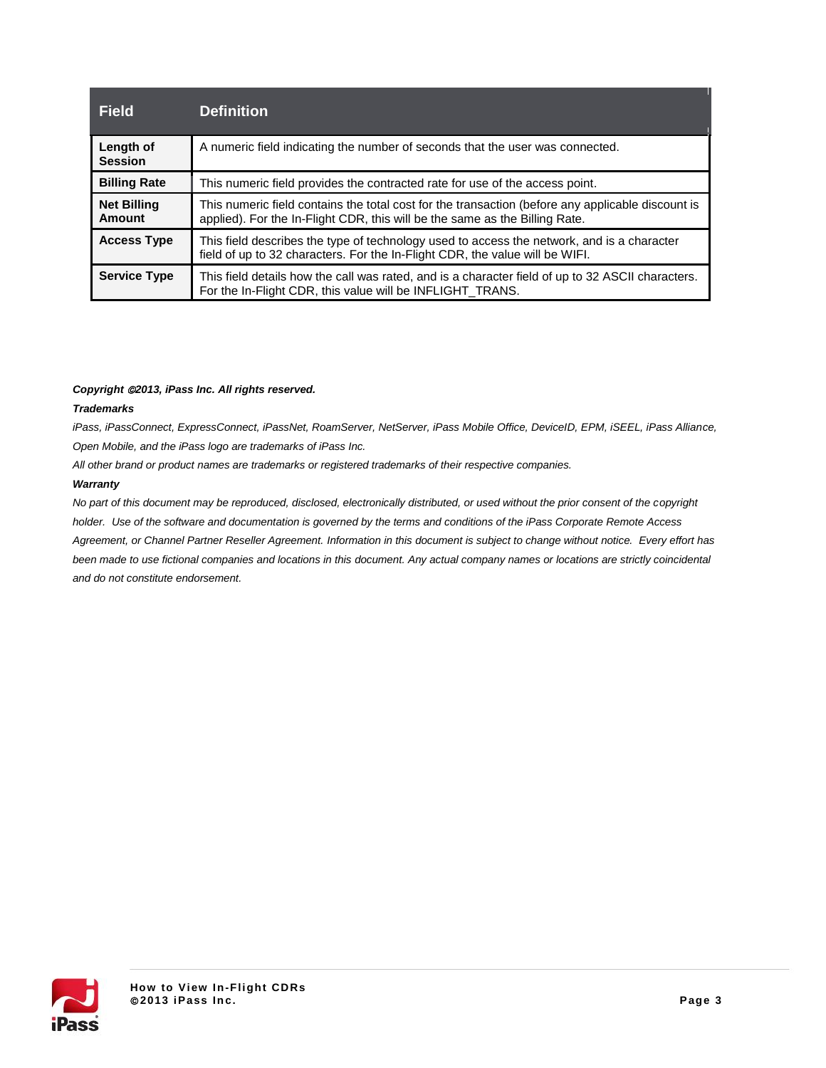| Field | Definition |
|---|---|
| **Length of Session** | A numeric field indicating the number of seconds that the user was connected. |
| **Billing Rate** | This numeric field provides the contracted rate for use of the access point. |
| **Net Billing Amount** | This numeric field contains the total cost for the transaction (before any applicable discount is applied). For the In-Flight CDR, this will be the same as the Billing Rate. |
| **Access Type** | This field describes the type of technology used to access the network, and is a character field of up to 32 characters. For the In-Flight CDR, the value will be WIFI. |
| **Service Type** | This field details how the call was rated, and is a character field of up to 32 ASCII characters. For the In-Flight CDR, this value will be INFLIGHT_TRANS. |

***Copyright ©2013, iPass Inc. All rights reserved.***

***Trademarks***

*iPass, iPassConnect, ExpressConnect, iPassNet, RoamServer, NetServer, iPass Mobile Office, DeviceID, EPM, iSEEL, iPass Alliance, Open Mobile, and the iPass logo are trademarks of iPass Inc.*

*All other brand or product names are trademarks or registered trademarks of their respective companies.*

***Warranty***

*No part of this document may be reproduced, disclosed, electronically distributed, or used without the prior consent of the copyright holder. Use of the software and documentation is governed by the terms and conditions of the iPass Corporate Remote Access Agreement, or Channel Partner Reseller Agreement. Information in this document is subject to change without notice. Every effort has been made to use fictional companies and locations in this document. Any actual company names or locations are strictly coincidental and do not constitute endorsement.*